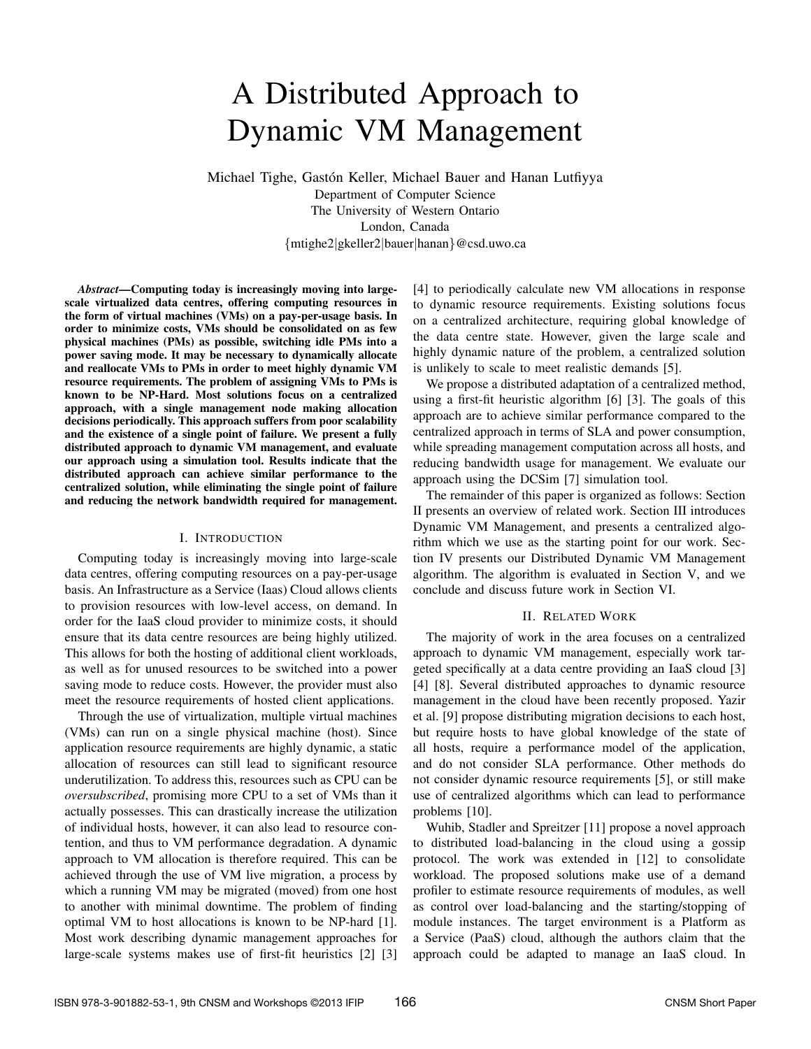# A Distributed Approach to Dynamic VM Management

Michael Tighe, Gastón Keller, Michael Bauer and Hanan Lutfiyya
Department of Computer Science
The University of Western Ontario
London, Canada
{mtighe2|gkeller2|bauer|hanan}@csd.uwo.ca

***Abstract*—Computing today is increasingly moving into large-scale virtualized data centres, offering computing resources in the form of virtual machines (VMs) on a pay-per-usage basis. In order to minimize costs, VMs should be consolidated on as few physical machines (PMs) as possible, switching idle PMs into a power saving mode. It may be necessary to dynamically allocate and reallocate VMs to PMs in order to meet highly dynamic VM resource requirements. The problem of assigning VMs to PMs is known to be NP-Hard. Most solutions focus on a centralized approach, with a single management node making allocation decisions periodically. This approach suffers from poor scalability and the existence of a single point of failure. We present a fully distributed approach to dynamic VM management, and evaluate our approach using a simulation tool. Results indicate that the distributed approach can achieve similar performance to the centralized solution, while eliminating the single point of failure and reducing the network bandwidth required for management.**

## I. Introduction

Computing today is increasingly moving into large-scale data centres, offering computing resources on a pay-per-usage basis. An Infrastructure as a Service (Iaas) Cloud allows clients to provision resources with low-level access, on demand. In order for the IaaS cloud provider to minimize costs, it should ensure that its data centre resources are being highly utilized. This allows for both the hosting of additional client workloads, as well as for unused resources to be switched into a power saving mode to reduce costs. However, the provider must also meet the resource requirements of hosted client applications.

Through the use of virtualization, multiple virtual machines (VMs) can run on a single physical machine (host). Since application resource requirements are highly dynamic, a static allocation of resources can still lead to significant resource underutilization. To address this, resources such as CPU can be *oversubscribed*, promising more CPU to a set of VMs than it actually possesses. This can drastically increase the utilization of individual hosts, however, it can also lead to resource contention, and thus to VM performance degradation. A dynamic approach to VM allocation is therefore required. This can be achieved through the use of VM live migration, a process by which a running VM may be migrated (moved) from one host to another with minimal downtime. The problem of finding optimal VM to host allocations is known to be NP-hard [1]. Most work describing dynamic management approaches for large-scale systems makes use of first-fit heuristics [2] [3] [4] to periodically calculate new VM allocations in response to dynamic resource requirements. Existing solutions focus on a centralized architecture, requiring global knowledge of the data centre state. However, given the large scale and highly dynamic nature of the problem, a centralized solution is unlikely to scale to meet realistic demands [5].

We propose a distributed adaptation of a centralized method, using a first-fit heuristic algorithm [6] [3]. The goals of this approach are to achieve similar performance compared to the centralized approach in terms of SLA and power consumption, while spreading management computation across all hosts, and reducing bandwidth usage for management. We evaluate our approach using the DCSim [7] simulation tool.

The remainder of this paper is organized as follows: Section II presents an overview of related work. Section III introduces Dynamic VM Management, and presents a centralized algorithm which we use as the starting point for our work. Section IV presents our Distributed Dynamic VM Management algorithm. The algorithm is evaluated in Section V, and we conclude and discuss future work in Section VI.

## II. Related Work

The majority of work in the area focuses on a centralized approach to dynamic VM management, especially work targeted specifically at a data centre providing an IaaS cloud [3] [4] [8]. Several distributed approaches to dynamic resource management in the cloud have been recently proposed. Yazir et al. [9] propose distributing migration decisions to each host, but require hosts to have global knowledge of the state of all hosts, require a performance model of the application, and do not consider SLA performance. Other methods do not consider dynamic resource requirements [5], or still make use of centralized algorithms which can lead to performance problems [10].

Wuhib, Stadler and Spreitzer [11] propose a novel approach to distributed load-balancing in the cloud using a gossip protocol. The work was extended in [12] to consolidate workload. The proposed solutions make use of a demand profiler to estimate resource requirements of modules, as well as control over load-balancing and the starting/stopping of module instances. The target environment is a Platform as a Service (PaaS) cloud, although the authors claim that the approach could be adapted to manage an IaaS cloud. In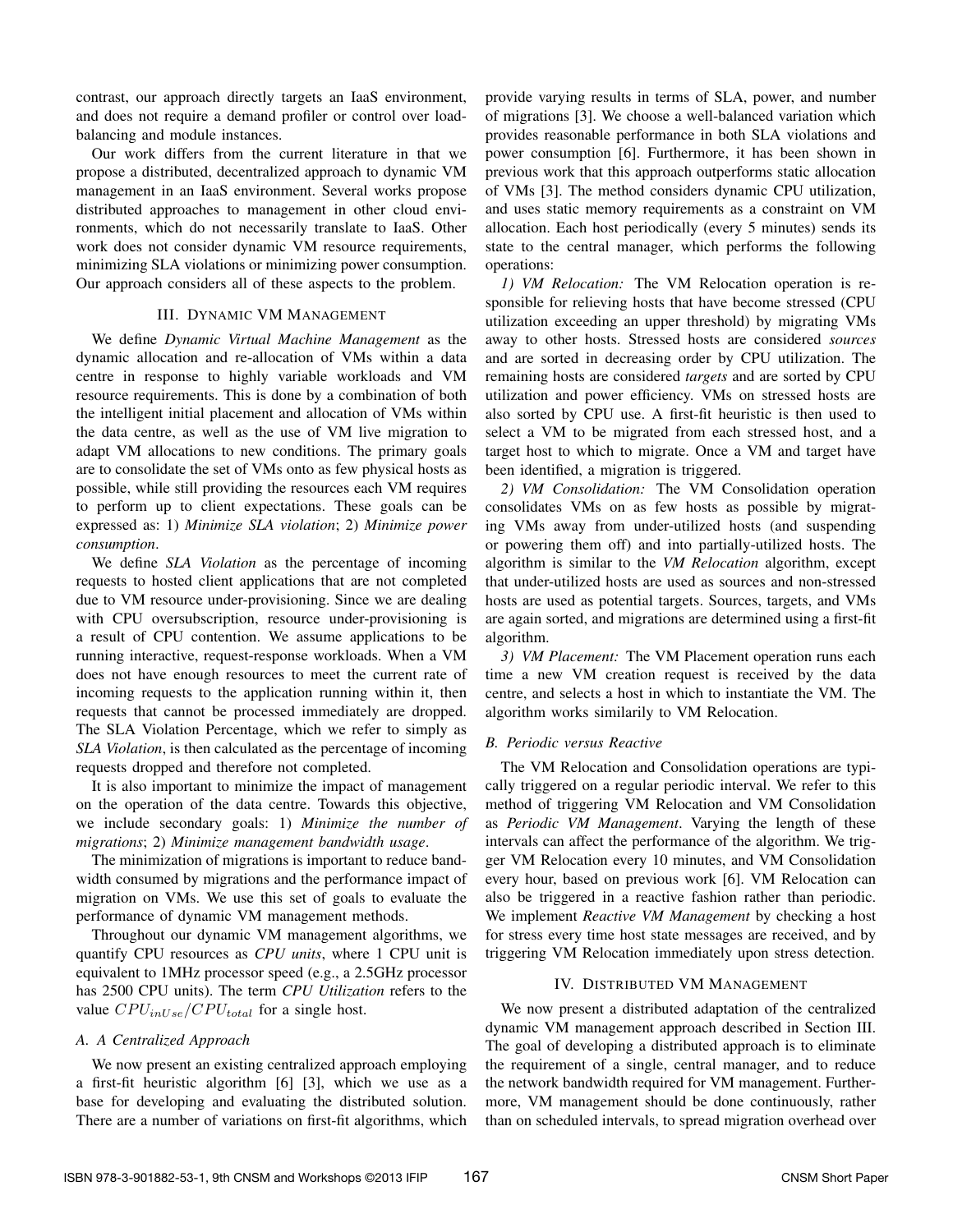contrast, our approach directly targets an IaaS environment, and does not require a demand profiler or control over load-balancing and module instances.

Our work differs from the current literature in that we propose a distributed, decentralized approach to dynamic VM management in an IaaS environment. Several works propose distributed approaches to management in other cloud environments, which do not necessarily translate to IaaS. Other work does not consider dynamic VM resource requirements, minimizing SLA violations or minimizing power consumption. Our approach considers all of these aspects to the problem.

## III. Dynamic VM Management

We define *Dynamic Virtual Machine Management* as the dynamic allocation and re-allocation of VMs within a data centre in response to highly variable workloads and VM resource requirements. This is done by a combination of both the intelligent initial placement and allocation of VMs within the data centre, as well as the use of VM live migration to adapt VM allocations to new conditions. The primary goals are to consolidate the set of VMs onto as few physical hosts as possible, while still providing the resources each VM requires to perform up to client expectations. These goals can be expressed as: 1) *Minimize SLA violation*; 2) *Minimize power consumption*.

We define *SLA Violation* as the percentage of incoming requests to hosted client applications that are not completed due to VM resource under-provisioning. Since we are dealing with CPU oversubscription, resource under-provisioning is a result of CPU contention. We assume applications to be running interactive, request-response workloads. When a VM does not have enough resources to meet the current rate of incoming requests to the application running within it, then requests that cannot be processed immediately are dropped. The SLA Violation Percentage, which we refer to simply as *SLA Violation*, is then calculated as the percentage of incoming requests dropped and therefore not completed.

It is also important to minimize the impact of management on the operation of the data centre. Towards this objective, we include secondary goals: 1) *Minimize the number of migrations*; 2) *Minimize management bandwidth usage*.

The minimization of migrations is important to reduce bandwidth consumed by migrations and the performance impact of migration on VMs. We use this set of goals to evaluate the performance of dynamic VM management methods.

Throughout our dynamic VM management algorithms, we quantify CPU resources as *CPU units*, where 1 CPU unit is equivalent to 1MHz processor speed (e.g., a 2.5GHz processor has 2500 CPU units). The term *CPU Utilization* refers to the value $CPU_{inUse}/CPU_{total}$ for a single host.

### A. A Centralized Approach

We now present an existing centralized approach employing a first-fit heuristic algorithm [6] [3], which we use as a base for developing and evaluating the distributed solution. There are a number of variations on first-fit algorithms, which provide varying results in terms of SLA, power, and number of migrations [3]. We choose a well-balanced variation which provides reasonable performance in both SLA violations and power consumption [6]. Furthermore, it has been shown in previous work that this approach outperforms static allocation of VMs [3]. The method considers dynamic CPU utilization, and uses static memory requirements as a constraint on VM allocation. Each host periodically (every 5 minutes) sends its state to the central manager, which performs the following operations:

*1) VM Relocation:* The VM Relocation operation is responsible for relieving hosts that have become stressed (CPU utilization exceeding an upper threshold) by migrating VMs away to other hosts. Stressed hosts are considered *sources* and are sorted in decreasing order by CPU utilization. The remaining hosts are considered *targets* and are sorted by CPU utilization and power efficiency. VMs on stressed hosts are also sorted by CPU use. A first-fit heuristic is then used to select a VM to be migrated from each stressed host, and a target host to which to migrate. Once a VM and target have been identified, a migration is triggered.

*2) VM Consolidation:* The VM Consolidation operation consolidates VMs on as few hosts as possible by migrating VMs away from under-utilized hosts (and suspending or powering them off) and into partially-utilized hosts. The algorithm is similar to the *VM Relocation* algorithm, except that under-utilized hosts are used as sources and non-stressed hosts are used as potential targets. Sources, targets, and VMs are again sorted, and migrations are determined using a first-fit algorithm.

*3) VM Placement:* The VM Placement operation runs each time a new VM creation request is received by the data centre, and selects a host in which to instantiate the VM. The algorithm works similarly to VM Relocation.

### B. Periodic versus Reactive

The VM Relocation and Consolidation operations are typically triggered on a regular periodic interval. We refer to this method of triggering VM Relocation and VM Consolidation as *Periodic VM Management*. Varying the length of these intervals can affect the performance of the algorithm. We trigger VM Relocation every 10 minutes, and VM Consolidation every hour, based on previous work [6]. VM Relocation can also be triggered in a reactive fashion rather than periodic. We implement *Reactive VM Management* by checking a host for stress every time host state messages are received, and by triggering VM Relocation immediately upon stress detection.

## IV. Distributed VM Management

We now present a distributed adaptation of the centralized dynamic VM management approach described in Section III. The goal of developing a distributed approach is to eliminate the requirement of a single, central manager, and to reduce the network bandwidth required for VM management. Furthermore, VM management should be done continuously, rather than on scheduled intervals, to spread migration overhead over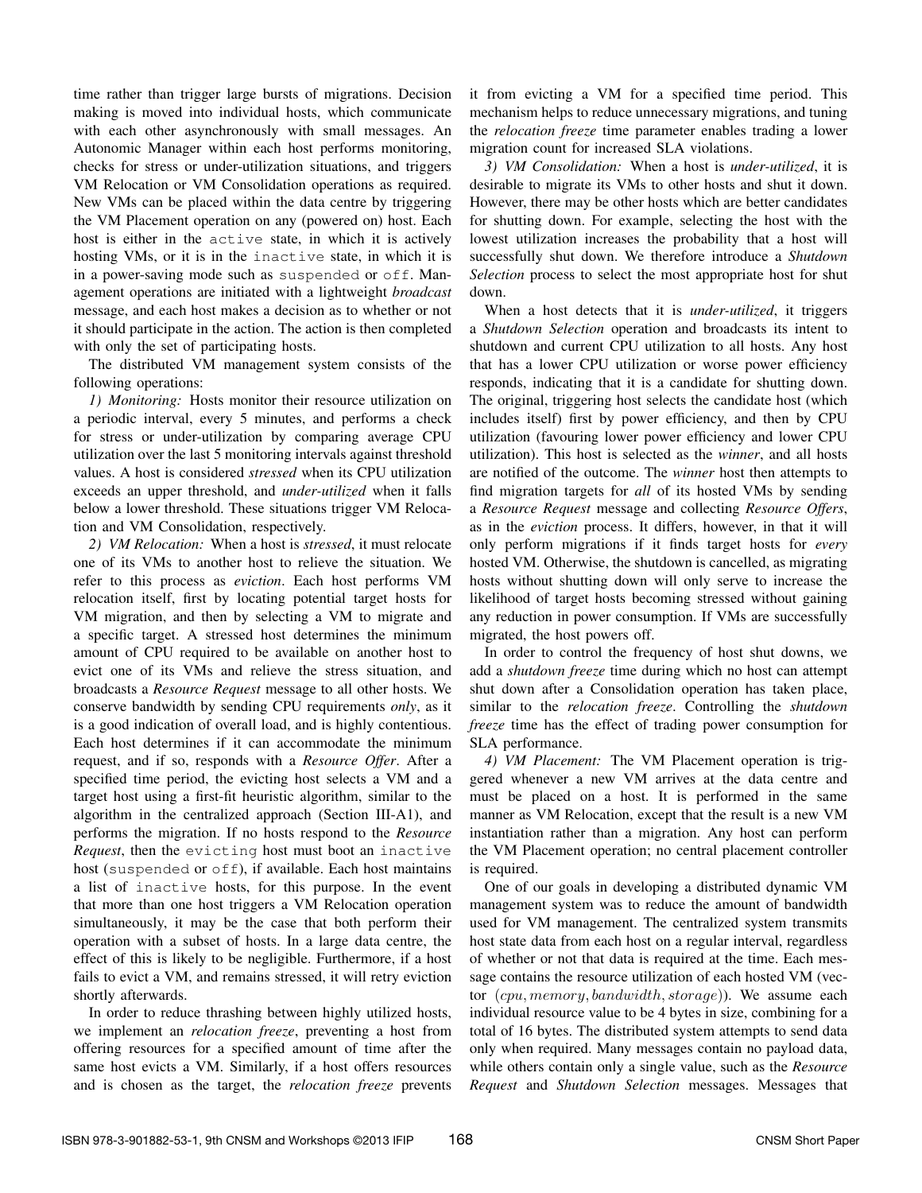time rather than trigger large bursts of migrations. Decision making is moved into individual hosts, which communicate with each other asynchronously with small messages. An Autonomic Manager within each host performs monitoring, checks for stress or under-utilization situations, and triggers VM Relocation or VM Consolidation operations as required. New VMs can be placed within the data centre by triggering the VM Placement operation on any (powered on) host. Each host is either in the `active` state, in which it is actively hosting VMs, or it is in the `inactive` state, in which it is in a power-saving mode such as `suspended` or `off`. Management operations are initiated with a lightweight *broadcast* message, and each host makes a decision as to whether or not it should participate in the action. The action is then completed with only the set of participating hosts.

The distributed VM management system consists of the following operations:

*1) Monitoring:* Hosts monitor their resource utilization on a periodic interval, every 5 minutes, and performs a check for stress or under-utilization by comparing average CPU utilization over the last 5 monitoring intervals against threshold values. A host is considered *stressed* when its CPU utilization exceeds an upper threshold, and *under-utilized* when it falls below a lower threshold. These situations trigger VM Relocation and VM Consolidation, respectively.

*2) VM Relocation:* When a host is *stressed*, it must relocate one of its VMs to another host to relieve the situation. We refer to this process as *eviction*. Each host performs VM relocation itself, first by locating potential target hosts for VM migration, and then by selecting a VM to migrate and a specific target. A stressed host determines the minimum amount of CPU required to be available on another host to evict one of its VMs and relieve the stress situation, and broadcasts a *Resource Request* message to all other hosts. We conserve bandwidth by sending CPU requirements *only*, as it is a good indication of overall load, and is highly contentious. Each host determines if it can accommodate the minimum request, and if so, responds with a *Resource Offer*. After a specified time period, the evicting host selects a VM and a target host using a first-fit heuristic algorithm, similar to the algorithm in the centralized approach (Section III-A1), and performs the migration. If no hosts respond to the *Resource Request*, then the `evicting` host must boot an `inactive` host (`suspended` or `off`), if available. Each host maintains a list of `inactive` hosts, for this purpose. In the event that more than one host triggers a VM Relocation operation simultaneously, it may be the case that both perform their operation with a subset of hosts. In a large data centre, the effect of this is likely to be negligible. Furthermore, if a host fails to evict a VM, and remains stressed, it will retry eviction shortly afterwards.

In order to reduce thrashing between highly utilized hosts, we implement an *relocation freeze*, preventing a host from offering resources for a specified amount of time after the same host evicts a VM. Similarly, if a host offers resources and is chosen as the target, the *relocation freeze* prevents it from evicting a VM for a specified time period. This mechanism helps to reduce unnecessary migrations, and tuning the *relocation freeze* time parameter enables trading a lower migration count for increased SLA violations.

*3) VM Consolidation:* When a host is *under-utilized*, it is desirable to migrate its VMs to other hosts and shut it down. However, there may be other hosts which are better candidates for shutting down. For example, selecting the host with the lowest utilization increases the probability that a host will successfully shut down. We therefore introduce a *Shutdown Selection* process to select the most appropriate host for shut down.

When a host detects that it is *under-utilized*, it triggers a *Shutdown Selection* operation and broadcasts its intent to shutdown and current CPU utilization to all hosts. Any host that has a lower CPU utilization or worse power efficiency responds, indicating that it is a candidate for shutting down. The original, triggering host selects the candidate host (which includes itself) first by power efficiency, and then by CPU utilization (favouring lower power efficiency and lower CPU utilization). This host is selected as the *winner*, and all hosts are notified of the outcome. The *winner* host then attempts to find migration targets for *all* of its hosted VMs by sending a *Resource Request* message and collecting *Resource Offers*, as in the *eviction* process. It differs, however, in that it will only perform migrations if it finds target hosts for *every* hosted VM. Otherwise, the shutdown is cancelled, as migrating hosts without shutting down will only serve to increase the likelihood of target hosts becoming stressed without gaining any reduction in power consumption. If VMs are successfully migrated, the host powers off.

In order to control the frequency of host shut downs, we add a *shutdown freeze* time during which no host can attempt shut down after a Consolidation operation has taken place, similar to the *relocation freeze*. Controlling the *shutdown freeze* time has the effect of trading power consumption for SLA performance.

*4) VM Placement:* The VM Placement operation is triggered whenever a new VM arrives at the data centre and must be placed on a host. It is performed in the same manner as VM Relocation, except that the result is a new VM instantiation rather than a migration. Any host can perform the VM Placement operation; no central placement controller is required.

One of our goals in developing a distributed dynamic VM management system was to reduce the amount of bandwidth used for VM management. The centralized system transmits host state data from each host on a regular interval, regardless of whether or not that data is required at the time. Each message contains the resource utilization of each hosted VM (vector $(cpu, memory, bandwidth, storage)$). We assume each individual resource value to be 4 bytes in size, combining for a total of 16 bytes. The distributed system attempts to send data only when required. Many messages contain no payload data, while others contain only a single value, such as the *Resource Request* and *Shutdown Selection* messages. Messages that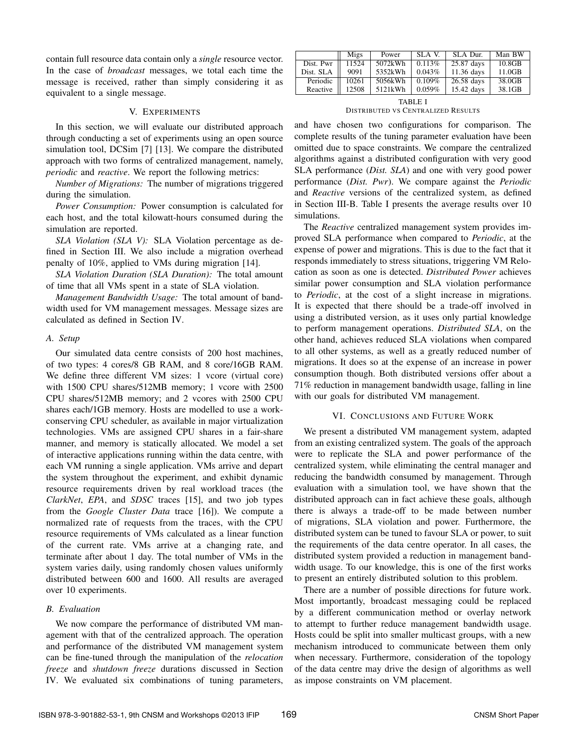contain full resource data contain only a *single* resource vector. In the case of *broadcast* messages, we total each time the message is received, rather than simply considering it as equivalent to a single message.

## V. Experiments

In this section, we will evaluate our distributed approach through conducting a set of experiments using an open source simulation tool, DCSim [7] [13]. We compare the distributed approach with two forms of centralized management, namely, *periodic* and *reactive*. We report the following metrics:

*Number of Migrations:* The number of migrations triggered during the simulation.

*Power Consumption:* Power consumption is calculated for each host, and the total kilowatt-hours consumed during the simulation are reported.

*SLA Violation (SLA V):* SLA Violation percentage as defined in Section III. We also include a migration overhead penalty of 10%, applied to VMs during migration [14].

*SLA Violation Duration (SLA Duration):* The total amount of time that all VMs spent in a state of SLA violation.

*Management Bandwidth Usage:* The total amount of bandwidth used for VM management messages. Message sizes are calculated as defined in Section IV.

### A. Setup

Our simulated data centre consists of 200 host machines, of two types: 4 cores/8 GB RAM, and 8 core/16GB RAM. We define three different VM sizes: 1 vcore (virtual core) with 1500 CPU shares/512MB memory; 1 vcore with 2500 CPU shares/512MB memory; and 2 vcores with 2500 CPU shares each/1GB memory. Hosts are modelled to use a work-conserving CPU scheduler, as available in major virtualization technologies. VMs are assigned CPU shares in a fair-share manner, and memory is statically allocated. We model a set of interactive applications running within the data centre, with each VM running a single application. VMs arrive and depart the system throughout the experiment, and exhibit dynamic resource requirements driven by real workload traces (the *ClarkNet*, *EPA*, and *SDSC* traces [15], and two job types from the *Google Cluster Data* trace [16]). We compute a normalized rate of requests from the traces, with the CPU resource requirements of VMs calculated as a linear function of the current rate. VMs arrive at a changing rate, and terminate after about 1 day. The total number of VMs in the system varies daily, using randomly chosen values uniformly distributed between 600 and 1600. All results are averaged over 10 experiments.

### B. Evaluation

We now compare the performance of distributed VM management with that of the centralized approach. The operation and performance of the distributed VM management system can be fine-tuned through the manipulation of the *relocation freeze* and *shutdown freeze* durations discussed in Section IV. We evaluated six combinations of tuning parameters, and have chosen two configurations for comparison. The complete results of the tuning parameter evaluation have been omitted due to space constraints. We compare the centralized algorithms against a distributed configuration with very good SLA performance (*Dist. SLA*) and one with very good power performance (*Dist. Pwr*). We compare against the *Periodic* and *Reactive* versions of the centralized system, as defined in Section III-B. Table I presents the average results over 10 simulations.

| | Migs | Power | SLA V. | SLA Dur. | Man BW |
|---|---|---|---|---|---|
| Dist. Pwr | 11524 | 5072kWh | 0.113% | 25.87 days | 10.8GB |
| Dist. SLA | 9091 | 5352kWh | 0.043% | 11.36 days | 11.0GB |
| Periodic | 10261 | 5056kWh | 0.109% | 26.58 days | 38.0GB |
| Reactive | 12508 | 5121kWh | 0.059% | 15.42 days | 38.1GB |

TABLE I
DISTRIBUTED VS CENTRALIZED RESULTS

The *Reactive* centralized management system provides improved SLA performance when compared to *Periodic*, at the expense of power and migrations. This is due to the fact that it responds immediately to stress situations, triggering VM Relocation as soon as one is detected. *Distributed Power* achieves similar power consumption and SLA violation performance to *Periodic*, at the cost of a slight increase in migrations. It is expected that there should be a trade-off involved in using a distributed version, as it uses only partial knowledge to perform management operations. *Distributed SLA*, on the other hand, achieves reduced SLA violations when compared to all other systems, as well as a greatly reduced number of migrations. It does so at the expense of an increase in power consumption though. Both distributed versions offer about a 71% reduction in management bandwidth usage, falling in line with our goals for distributed VM management.

## VI. Conclusions and Future Work

We present a distributed VM management system, adapted from an existing centralized system. The goals of the approach were to replicate the SLA and power performance of the centralized system, while eliminating the central manager and reducing the bandwidth consumed by management. Through evaluation with a simulation tool, we have shown that the distributed approach can in fact achieve these goals, although there is always a trade-off to be made between number of migrations, SLA violation and power. Furthermore, the distributed system can be tuned to favour SLA or power, to suit the requirements of the data centre operator. In all cases, the distributed system provided a reduction in management bandwidth usage. To our knowledge, this is one of the first works to present an entirely distributed solution to this problem.

There are a number of possible directions for future work. Most importantly, broadcast messaging could be replaced by a different communication method or overlay network to attempt to further reduce management bandwidth usage. Hosts could be split into smaller multicast groups, with a new mechanism introduced to communicate between them only when necessary. Furthermore, consideration of the topology of the data centre may drive the design of algorithms as well as impose constraints on VM placement.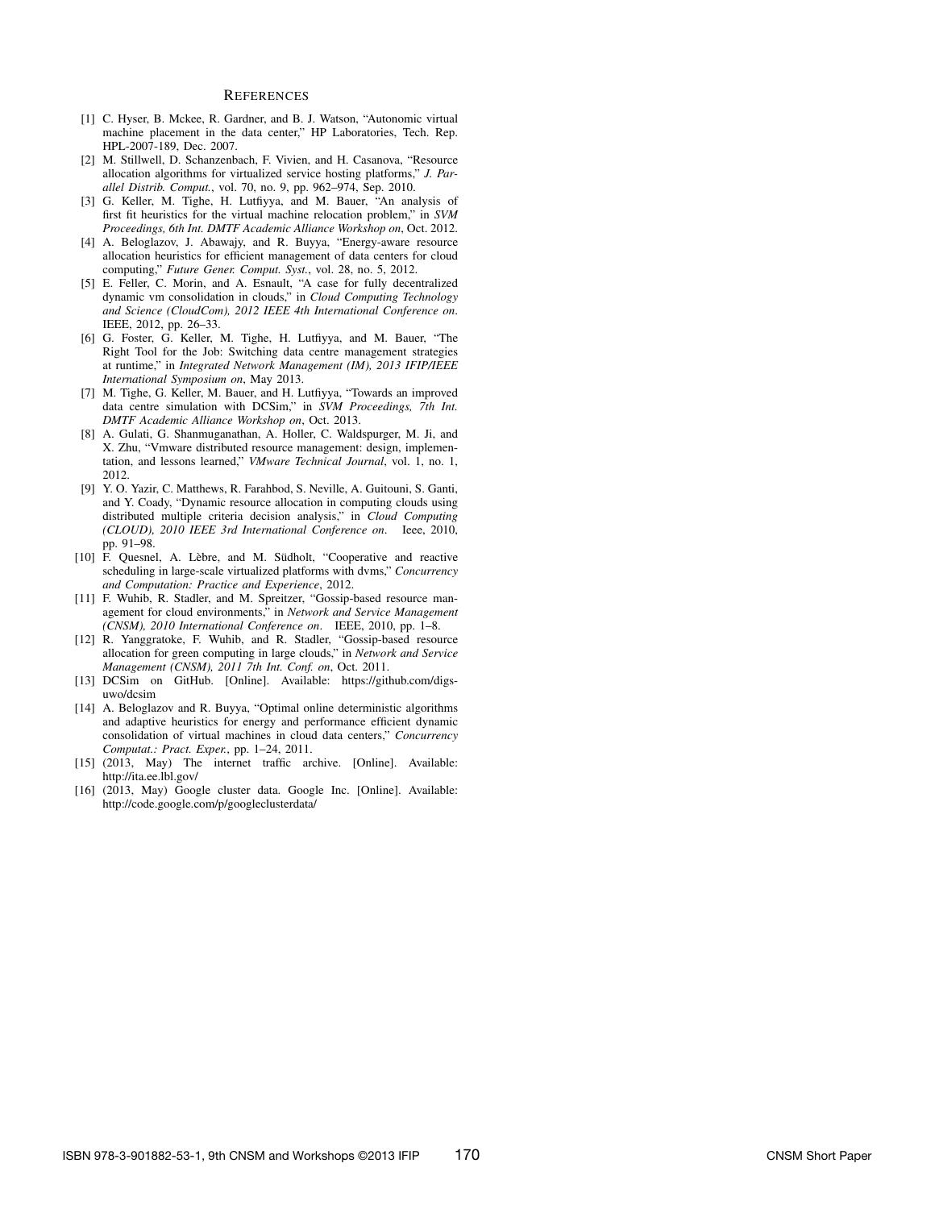## References

[1] C. Hyser, B. Mckee, R. Gardner, and B. J. Watson, "Autonomic virtual machine placement in the data center," HP Laboratories, Tech. Rep. HPL-2007-189, Dec. 2007.

[2] M. Stillwell, D. Schanzenbach, F. Vivien, and H. Casanova, "Resource allocation algorithms for virtualized service hosting platforms," *J. Parallel Distrib. Comput.*, vol. 70, no. 9, pp. 962–974, Sep. 2010.

[3] G. Keller, M. Tighe, H. Lutfiyya, and M. Bauer, "An analysis of first fit heuristics for the virtual machine relocation problem," in *SVM Proceedings, 6th Int. DMTF Academic Alliance Workshop on*, Oct. 2012.

[4] A. Beloglazov, J. Abawajy, and R. Buyya, "Energy-aware resource allocation heuristics for efficient management of data centers for cloud computing," *Future Gener. Comput. Syst.*, vol. 28, no. 5, 2012.

[5] E. Feller, C. Morin, and A. Esnault, "A case for fully decentralized dynamic vm consolidation in clouds," in *Cloud Computing Technology and Science (CloudCom), 2012 IEEE 4th International Conference on*. IEEE, 2012, pp. 26–33.

[6] G. Foster, G. Keller, M. Tighe, H. Lutfiyya, and M. Bauer, "The Right Tool for the Job: Switching data centre management strategies at runtime," in *Integrated Network Management (IM), 2013 IFIP/IEEE International Symposium on*, May 2013.

[7] M. Tighe, G. Keller, M. Bauer, and H. Lutfiyya, "Towards an improved data centre simulation with DCSim," in *SVM Proceedings, 7th Int. DMTF Academic Alliance Workshop on*, Oct. 2013.

[8] A. Gulati, G. Shanmuganathan, A. Holler, C. Waldspurger, M. Ji, and X. Zhu, "Vmware distributed resource management: design, implementation, and lessons learned," *VMware Technical Journal*, vol. 1, no. 1, 2012.

[9] Y. O. Yazir, C. Matthews, R. Farahbod, S. Neville, A. Guitouni, S. Ganti, and Y. Coady, "Dynamic resource allocation in computing clouds using distributed multiple criteria decision analysis," in *Cloud Computing (CLOUD), 2010 IEEE 3rd International Conference on*. Ieee, 2010, pp. 91–98.

[10] F. Quesnel, A. Lèbre, and M. Südholt, "Cooperative and reactive scheduling in large-scale virtualized platforms with dvms," *Concurrency and Computation: Practice and Experience*, 2012.

[11] F. Wuhib, R. Stadler, and M. Spreitzer, "Gossip-based resource management for cloud environments," in *Network and Service Management (CNSM), 2010 International Conference on*. IEEE, 2010, pp. 1–8.

[12] R. Yanggratoke, F. Wuhib, and R. Stadler, "Gossip-based resource allocation for green computing in large clouds," in *Network and Service Management (CNSM), 2011 7th Int. Conf. on*, Oct. 2011.

[13] DCSim on GitHub. [Online]. Available: https://github.com/digs-uwo/dcsim

[14] A. Beloglazov and R. Buyya, "Optimal online deterministic algorithms and adaptive heuristics for energy and performance efficient dynamic consolidation of virtual machines in cloud data centers," *Concurrency Computat.: Pract. Exper.*, pp. 1–24, 2011.

[15] (2013, May) The internet traffic archive. [Online]. Available: http://ita.ee.lbl.gov/

[16] (2013, May) Google cluster data. Google Inc. [Online]. Available: http://code.google.com/p/googleclusterdata/